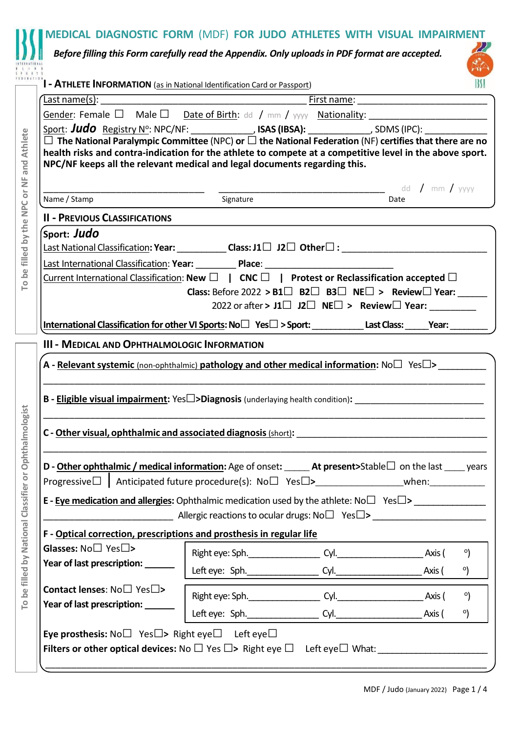# MEDICAL DIAGNOSTIC FORM (MDF) FOR JUDO ATHLETES WITH VISUAL IMPAIRMENT

***Before filling this Form carefully read the Appendix. Only uploads in PDF format are accepted.***

*To be filled by the NPC or NF and Athlete*

## I - ATHLETE INFORMATION (as in National Identification Card or Passport)

Last name(s): ______________________________ First name: ______________________

Gender: Female ☐ Male ☐ Date of Birth: dd / mm / yyyy Nationality: ______________________

Sport: ***Judo*** Registry Nº: NPC/NF: ____________, **ISAS (IBSA):** ____________, SDMS (IPC): ____________

☐ **The National Paralympic Committee** (NPC) **or** ☐ **the National Federation** (NF) **certifies that there are no health risks and contra-indication for the athlete to compete at a competitive level in the above sport. NPC/NF keeps all the relevant medical and legal documents regarding this.**

______________________________ ______________________________ dd / mm / yyyy

Name / Stamp Signature Date

## II - PREVIOUS CLASSIFICATIONS

**Sport: *Judo***

Last National Classification: **Year:** __________ **Class: J1☐ J2☐ Other☐ :** __________________________

Last International Classification: **Year:** ________ **Place:** __________________________

Current International Classification: **New** ☐ | **CNC** ☐ | **Protest or Reclassification accepted** ☐

**Class:** Before 2022 **> B1☐ B2☐ B3☐ NE☐ > Review☐ Year:** ______

2022 or after **> J1☐ J2☐ NE☐ > Review☐ Year:** _________

**International Classification for other VI Sports: No☐ Yes☐ > Sport:** __________ **Last Class:** _____ **Year:** ________

*To be filled by National Classifier or Ophthalmologist*

## III - MEDICAL AND OPHTHALMOLOGIC INFORMATION

**A - Relevant systemic** (non-ophthalmic) **pathology and other medical information:** No☐ Yes☐> _________

_____________________________________________________________________________

**B - Eligible visual impairment:** Yes☐>**Diagnosis** (underlaying health condition)**:** __________________________

_____________________________________________________________________________

**C - Other visual, ophthalmic and associated diagnosis** (short)**:** ______________________________

_____________________________________________________________________________

**D - Other ophthalmic / medical information:** Age of onset: _____ **At present>**Stable☐ on the last ____ years

Progressive☐ | Anticipated future procedure(s): No☐ Yes☐>________________ when:___________

**E - Eye medication and allergies:** Ophthalmic medication used by the athlete: No☐ Yes☐> ______________

__________________________ Allergic reactions to ocular drugs: No☐ Yes☐> ______________________

**F - Optical correction, prescriptions and prosthesis in regular life**

| | |
|---|---|
| **Glasses:** No☐ Yes☐> | Right eye: Sph.______________ Cyl.__________________ Axis ( º) |
| **Year of last prescription:** ______ | Left eye: Sph.______________ Cyl.__________________ Axis ( º) |
| **Contact lenses:** No☐ Yes☐> | Right eye: Sph.______________ Cyl.__________________ Axis ( º) |
| **Year of last prescription:** ______ | Left eye: Sph.______________ Cyl.__________________ Axis ( º) |

**Eye prosthesis:** No☐ Yes☐> Right eye☐ Left eye☐

**Filters or other optical devices:** No ☐ Yes ☐> Right eye ☐ Left eye☐ What: ____________________

_____________________________________________________________________________

MDF / Judo (January 2022)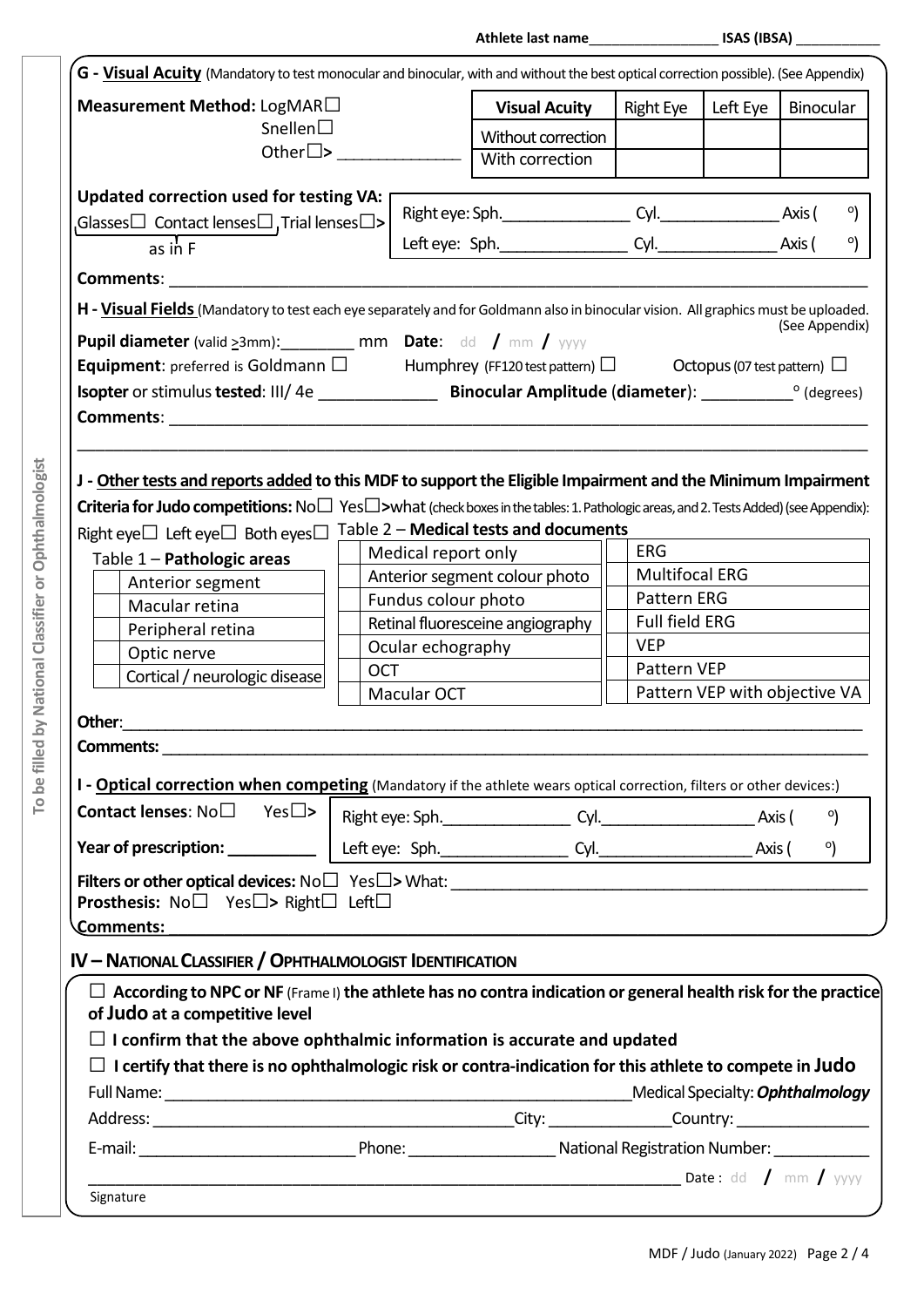Athlete last name_________________ ISAS (IBSA) ___________

**G - Visual Acuity** (Mandatory to test monocular and binocular, with and without the best optical correction possible). (See Appendix)

**Measurement Method:** LogMAR☐ Snellen☐ Other☐> _______________

| Visual Acuity | Right Eye | Left Eye | Binocular |
|---|---|---|---|
| Without correction | | | |
| With correction | | | |

**Updated correction used for testing VA:** Glasses☐ Contact lenses☐ Trial lenses☐> as in F

| | | |
|---|---|---|
| Right eye: Sph._______________ | Cyl._______________ | Axis ( º) |
| Left eye: Sph._______________ | Cyl._______________ | Axis ( º) |

**Comments**: ____________________________________________

**H - Visual Fields** (Mandatory to test each eye separately and for Goldmann also in binocular vision. All graphics must be uploaded. (See Appendix)

**Pupil diameter** (valid ≥3mm):_________ mm **Date**: dd / mm / yyyy

**Equipment**: preferred is Goldmann ☐ Humphrey (FF120 test pattern) ☐ Octopus (07 test pattern) ☐

**Isopter** or stimulus **tested**: III/ 4e _____________ **Binocular Amplitude** (**diameter**): __________º (degrees)

**Comments**: ____________________________________________

**J - Other tests and reports added to this MDF to support the Eligible Impairment and the Minimum Impairment Criteria for Judo competitions:** No☐ Yes☐>what (check boxes in the tables: 1. Pathologic areas, and 2. Tests Added) (see Appendix):

Right eye☐ Left eye☐ Both eyes☐

| | Table 1 – **Pathologic areas** |
|---|---|
| | Anterior segment |
| | Macular retina |
| | Peripheral retina |
| | Optic nerve |
| | Cortical / neurologic disease |

Table 2 – **Medical tests and documents**

| | | | |
|---|---|---|---|
| | Medical report only | | ERG |
| | Anterior segment colour photo | | Multifocal ERG |
| | Fundus colour photo | | Pattern ERG |
| | Retinal fluoresceine angiography | | Full field ERG |
| | Ocular echography | | VEP |
| | OCT | | Pattern VEP |
| | Macular OCT | | Pattern VEP with objective VA |

**Other**:____________________________________________

**Comments:** ____________________________________________

**I - Optical correction when competing** (Mandatory if the athlete wears optical correction, filters or other devices:)

**Contact lenses**: No☐ Yes☐>

**Year of prescription:** __________

| | | |
|---|---|---|
| Right eye: Sph._______________ | Cyl._________________ | Axis ( º) |
| Left eye: Sph._______________ | Cyl._________________ | Axis ( º) |

**Filters or other optical devices:** No☐ Yes☐> What: ____________________________________________

**Prosthesis:** No☐ Yes☐> Right☐ Left☐

**Comments:**

*To be filled by National Classifier or Ophthalmologist*

## IV – NATIONAL CLASSIFIER / OPHTHALMOLOGIST IDENTIFICATION

☐ **According to NPC or NF** (Frame I) **the athlete has no contra indication or general health risk for the practice of Judo at a competitive level**

☐ **I confirm that the above ophthalmic information is accurate and updated**

☐ **I certify that there is no ophthalmologic risk or contra-indication for this athlete to compete in Judo**

Full Name: ____________________________________________ Medical Specialty: ***Ophthalmology***

Address: ________________________________ City: ______________ Country: ______________

E-mail: ________________________ Phone: ________________ National Registration Number: ___________

____________________________________________ Date : dd / mm / yyyy

Signature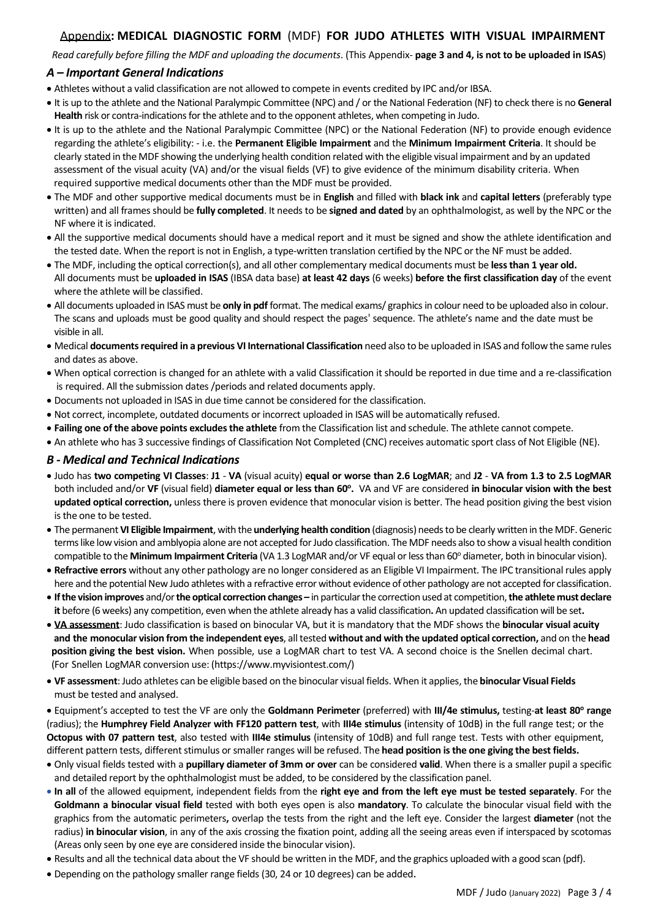# Appendix: MEDICAL DIAGNOSTIC FORM (MDF) FOR JUDO ATHLETES WITH VISUAL IMPAIRMENT

*Read carefully before filling the MDF and uploading the documents*. (This Appendix- **page 3 and 4, is not to be uploaded in ISAS**)

## *A – Important General Indications*

- Athletes without a valid classification are not allowed to compete in events credited by IPC and/or IBSA.
- It is up to the athlete and the National Paralympic Committee (NPC) and / or the National Federation (NF) to check there is no **General Health** risk or contra-indications for the athlete and to the opponent athletes, when competing in Judo.
- It is up to the athlete and the National Paralympic Committee (NPC) or the National Federation (NF) to provide enough evidence regarding the athlete's eligibility: - i.e. the **Permanent Eligible Impairment** and the **Minimum Impairment Criteria**. It should be clearly stated in the MDF showing the underlying health condition related with the eligible visual impairment and by an updated assessment of the visual acuity (VA) and/or the visual fields (VF) to give evidence of the minimum disability criteria. When required supportive medical documents other than the MDF must be provided.
- The MDF and other supportive medical documents must be in **English** and filled with **black ink** and **capital letters** (preferably type written) and all frames should be **fully completed**. It needs to be **signed and dated** by an ophthalmologist, as well by the NPC or the NF where it is indicated.
- All the supportive medical documents should have a medical report and it must be signed and show the athlete identification and the tested date. When the report is not in English, a type-written translation certified by the NPC or the NF must be added.
- The MDF, including the optical correction(s), and all other complementary medical documents must be **less than 1 year old.** All documents must be **uploaded in ISAS** (IBSA data base) **at least 42 days** (6 weeks) **before the first classification day** of the event where the athlete will be classified.
- All documents uploaded in ISAS must be **only in pdf** format. The medical exams/ graphics in colour need to be uploaded also in colour. The scans and uploads must be good quality and should respect the pages' sequence. The athlete's name and the date must be visible in all.
- Medical **documents required in a previous VI International Classification** need also to be uploaded in ISAS and follow the same rules and dates as above.
- When optical correction is changed for an athlete with a valid Classification it should be reported in due time and a re-classification is required. All the submission dates /periods and related documents apply.
- Documents not uploaded in ISAS in due time cannot be considered for the classification.
- Not correct, incomplete, outdated documents or incorrect uploaded in ISAS will be automatically refused.
- **Failing one of the above points excludes the athlete** from the Classification list and schedule. The athlete cannot compete.
- An athlete who has 3 successive findings of Classification Not Completed (CNC) receives automatic sport class of Not Eligible (NE).

## *B - Medical and Technical Indications*

- Judo has **two competing VI Classes**: **J1** - **VA** (visual acuity) **equal or worse than 2.6 LogMAR**; and **J2** - **VA from 1.3 to 2.5 LogMAR** both included and/or **VF** (visual field) **diameter equal or less than 60º.** VA and VF are considered **in binocular vision with the best updated optical correction,** unless there is proven evidence that monocular vision is better. The head position giving the best vision is the one to be tested.
- The permanent **VI Eligible Impairment**, with the **underlying health condition** (diagnosis) needs to be clearly written in the MDF. Generic terms like low vision and amblyopia alone are not accepted for Judo classification. The MDF needs also to show a visual health condition compatible to the **Minimum Impairment Criteria** (VA 1.3 LogMAR and/or VF equal or less than 60º diameter, both in binocular vision).
- **Refractive errors** without any other pathology are no longer considered as an Eligible VI Impairment. The IPC transitional rules apply here and the potential New Judo athletes with a refractive error without evidence of other pathology are not accepted for classification.
- **If the vision improves** and/or **the optical correction changes** – in particular the correction used at competition, **the athlete must declare it** before (6 weeks) any competition, even when the athlete already has a valid classification**.** An updated classification will be set**.**
- **VA assessment**: Judo classification is based on binocular VA, but it is mandatory that the MDF shows the **binocular visual acuity and the monocular vision from the independent eyes**, all tested **without and with the updated optical correction,** and on the **head position giving the best vision.** When possible, use a LogMAR chart to test VA. A second choice is the Snellen decimal chart. (For Snellen LogMAR conversion use: (https://www.myvisiontest.com/)
- **VF assessment**: Judo athletes can be eligible based on the binocular visual fields. When it applies, the **binocular Visual Fields** must be tested and analysed.
- Equipment's accepted to test the VF are only the **Goldmann Perimeter** (preferred) with **III/4e stimulus,** testing-**at least 80º range** (radius); the **Humphrey Field Analyzer with FF120 pattern test**, with **III4e stimulus** (intensity of 10dB) in the full range test; or the **Octopus with 07 pattern test**, also tested with **III4e stimulus** (intensity of 10dB) and full range test. Tests with other equipment, different pattern tests, different stimulus or smaller ranges will be refused. The **head position is the one giving the best fields.**
- Only visual fields tested with a **pupillary diameter of 3mm or over** can be considered **valid**. When there is a smaller pupil a specific and detailed report by the ophthalmologist must be added, to be considered by the classification panel.
- **In all** of the allowed equipment, independent fields from the **right eye and from the left eye must be tested separately**. For the **Goldmann a binocular visual field** tested with both eyes open is also **mandatory**. To calculate the binocular visual field with the graphics from the automatic perimeters**,** overlap the tests from the right and the left eye. Consider the largest **diameter** (not the radius) **in binocular vision**, in any of the axis crossing the fixation point, adding all the seeing areas even if interspaced by scotomas (Areas only seen by one eye are considered inside the binocular vision).
- Results and all the technical data about the VF should be written in the MDF, and the graphics uploaded with a good scan (pdf).
- Depending on the pathology smaller range fields (30, 24 or 10 degrees) can be added**.**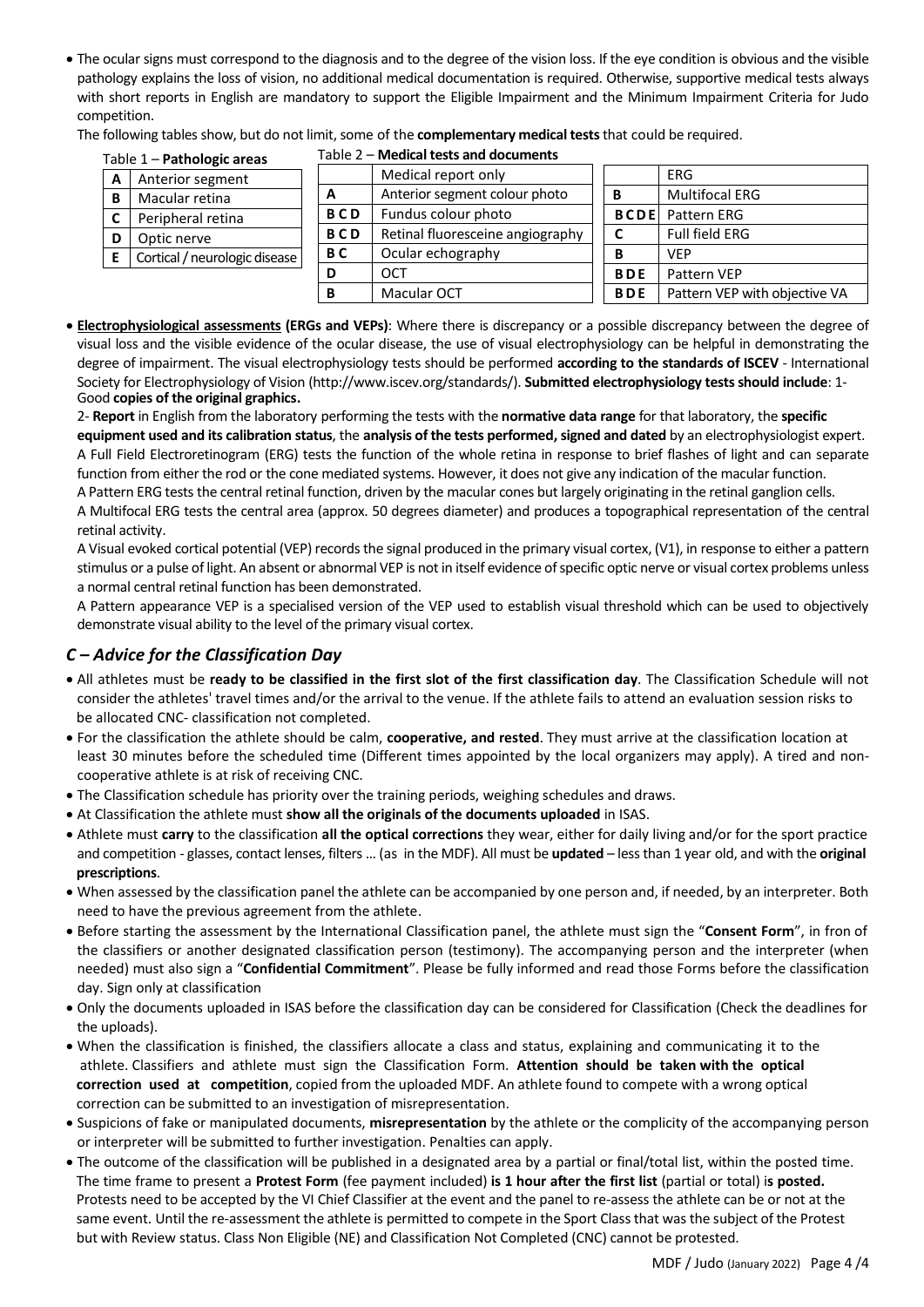- The ocular signs must correspond to the diagnosis and to the degree of the vision loss. If the eye condition is obvious and the visible pathology explains the loss of vision, no additional medical documentation is required. Otherwise, supportive medical tests always with short reports in English are mandatory to support the Eligible Impairment and the Minimum Impairment Criteria for Judo competition.

The following tables show, but do not limit, some of the **complementary medical tests** that could be required.

Table 1 – **Pathologic areas**

| | |
|---|---|
| **A** | Anterior segment |
| **B** | Macular retina |
| **C** | Peripheral retina |
| **D** | Optic nerve |
| **E** | Cortical / neurologic disease |

Table 2 – **Medical tests and documents**

| | | | |
|---|---|---|---|
| | Medical report only | | ERG |
| **A** | Anterior segment colour photo | **B** | Multifocal ERG |
| **B C D** | Fundus colour photo | **B C D E** | Pattern ERG |
| **B C D** | Retinal fluoresceine angiography | **C** | Full field ERG |
| **B C** | Ocular echography | **B** | VEP |
| **D** | OCT | **B D E** | Pattern VEP |
| **B** | Macular OCT | **B D E** | Pattern VEP with objective VA |

- **Electrophysiological assessments (ERGs and VEPs)**: Where there is discrepancy or a possible discrepancy between the degree of visual loss and the visible evidence of the ocular disease, the use of visual electrophysiology can be helpful in demonstrating the degree of impairment. The visual electrophysiology tests should be performed **according to the standards of ISCEV** - International Society for Electrophysiology of Vision (http://www.iscev.org/standards/). **Submitted electrophysiology tests should include**: 1- Good **copies of the original graphics.**

  2- **Report** in English from the laboratory performing the tests with the **normative data range** for that laboratory, the **specific equipment used and its calibration status**, the **analysis of the tests performed, signed and dated** by an electrophysiologist expert.

  A Full Field Electroretinogram (ERG) tests the function of the whole retina in response to brief flashes of light and can separate function from either the rod or the cone mediated systems. However, it does not give any indication of the macular function.

  A Pattern ERG tests the central retinal function, driven by the macular cones but largely originating in the retinal ganglion cells.

  A Multifocal ERG tests the central area (approx. 50 degrees diameter) and produces a topographical representation of the central retinal activity.

  A Visual evoked cortical potential (VEP) records the signal produced in the primary visual cortex, (V1), in response to either a pattern stimulus or a pulse of light. An absent or abnormal VEP is not in itself evidence of specific optic nerve or visual cortex problems unless a normal central retinal function has been demonstrated.

  A Pattern appearance VEP is a specialised version of the VEP used to establish visual threshold which can be used to objectively demonstrate visual ability to the level of the primary visual cortex.

## *C – Advice for the Classification Day*

- All athletes must be **ready to be classified in the first slot of the first classification day**. The Classification Schedule will not consider the athletes' travel times and/or the arrival to the venue. If the athlete fails to attend an evaluation session risks to be allocated CNC- classification not completed.
- For the classification the athlete should be calm, **cooperative, and rested**. They must arrive at the classification location at least 30 minutes before the scheduled time (Different times appointed by the local organizers may apply). A tired and non-cooperative athlete is at risk of receiving CNC.
- The Classification schedule has priority over the training periods, weighing schedules and draws.
- At Classification the athlete must **show all the originals of the documents uploaded** in ISAS.
- Athlete must **carry** to the classification **all the optical corrections** they wear, either for daily living and/or for the sport practice and competition - glasses, contact lenses, filters ... (as in the MDF). All must be **updated** – less than 1 year old, and with the **original prescriptions**.
- When assessed by the classification panel the athlete can be accompanied by one person and, if needed, by an interpreter. Both need to have the previous agreement from the athlete.
- Before starting the assessment by the International Classification panel, the athlete must sign the "**Consent Form**", in fron of the classifiers or another designated classification person (testimony). The accompanying person and the interpreter (when needed) must also sign a "**Confidential Commitment**". Please be fully informed and read those Forms before the classification day. Sign only at classification
- Only the documents uploaded in ISAS before the classification day can be considered for Classification (Check the deadlines for the uploads).
- When the classification is finished, the classifiers allocate a class and status, explaining and communicating it to the athlete. Classifiers and athlete must sign the Classification Form. **Attention should be taken with the optical correction used at competition**, copied from the uploaded MDF. An athlete found to compete with a wrong optical correction can be submitted to an investigation of misrepresentation.
- Suspicions of fake or manipulated documents, **misrepresentation** by the athlete or the complicity of the accompanying person or interpreter will be submitted to further investigation. Penalties can apply.
- The outcome of the classification will be published in a designated area by a partial or final/total list, within the posted time. The time frame to present a **Protest Form** (fee payment included) **is 1 hour after the first list** (partial or total) i**s posted.** Protests need to be accepted by the VI Chief Classifier at the event and the panel to re-assess the athlete can be or not at the same event. Until the re-assessment the athlete is permitted to compete in the Sport Class that was the subject of the Protest but with Review status. Class Non Eligible (NE) and Classification Not Completed (CNC) cannot be protested.